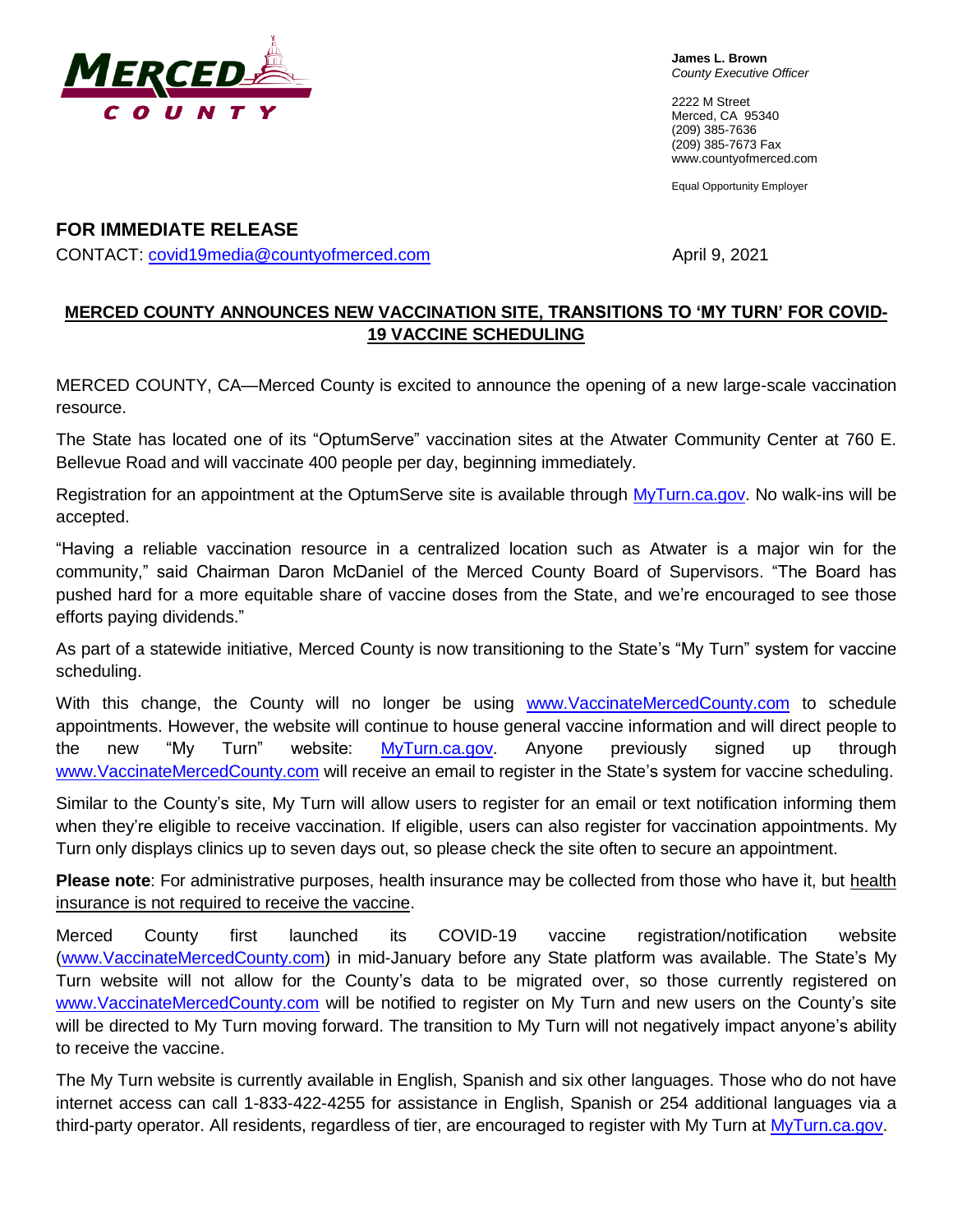MERCED COUNTY

**James L. Brown**
*County Executive Officer*

2222 M Street
Merced, CA 95340
(209) 385-7636
(209) 385-7673 Fax
www.countyofmerced.com

Equal Opportunity Employer

## FOR IMMEDIATE RELEASE

CONTACT: covid19media@countyofmerced.com

April 9, 2021

## MERCED COUNTY ANNOUNCES NEW VACCINATION SITE, TRANSITIONS TO 'MY TURN' FOR COVID-19 VACCINE SCHEDULING

MERCED COUNTY, CA—Merced County is excited to announce the opening of a new large-scale vaccination resource.

The State has located one of its "OptumServe" vaccination sites at the Atwater Community Center at 760 E. Bellevue Road and will vaccinate 400 people per day, beginning immediately.

Registration for an appointment at the OptumServe site is available through MyTurn.ca.gov. No walk-ins will be accepted.

"Having a reliable vaccination resource in a centralized location such as Atwater is a major win for the community," said Chairman Daron McDaniel of the Merced County Board of Supervisors. "The Board has pushed hard for a more equitable share of vaccine doses from the State, and we're encouraged to see those efforts paying dividends."

As part of a statewide initiative, Merced County is now transitioning to the State's "My Turn" system for vaccine scheduling.

With this change, the County will no longer be using www.VaccinateMercedCounty.com to schedule appointments. However, the website will continue to house general vaccine information and will direct people to the new "My Turn" website: MyTurn.ca.gov. Anyone previously signed up through www.VaccinateMercedCounty.com will receive an email to register in the State's system for vaccine scheduling.

Similar to the County's site, My Turn will allow users to register for an email or text notification informing them when they're eligible to receive vaccination. If eligible, users can also register for vaccination appointments. My Turn only displays clinics up to seven days out, so please check the site often to secure an appointment.

**Please note**: For administrative purposes, health insurance may be collected from those who have it, but health insurance is not required to receive the vaccine.

Merced County first launched its COVID-19 vaccine registration/notification website (www.VaccinateMercedCounty.com) in mid-January before any State platform was available. The State's My Turn website will not allow for the County's data to be migrated over, so those currently registered on www.VaccinateMercedCounty.com will be notified to register on My Turn and new users on the County's site will be directed to My Turn moving forward. The transition to My Turn will not negatively impact anyone's ability to receive the vaccine.

The My Turn website is currently available in English, Spanish and six other languages. Those who do not have internet access can call 1-833-422-4255 for assistance in English, Spanish or 254 additional languages via a third-party operator. All residents, regardless of tier, are encouraged to register with My Turn at MyTurn.ca.gov.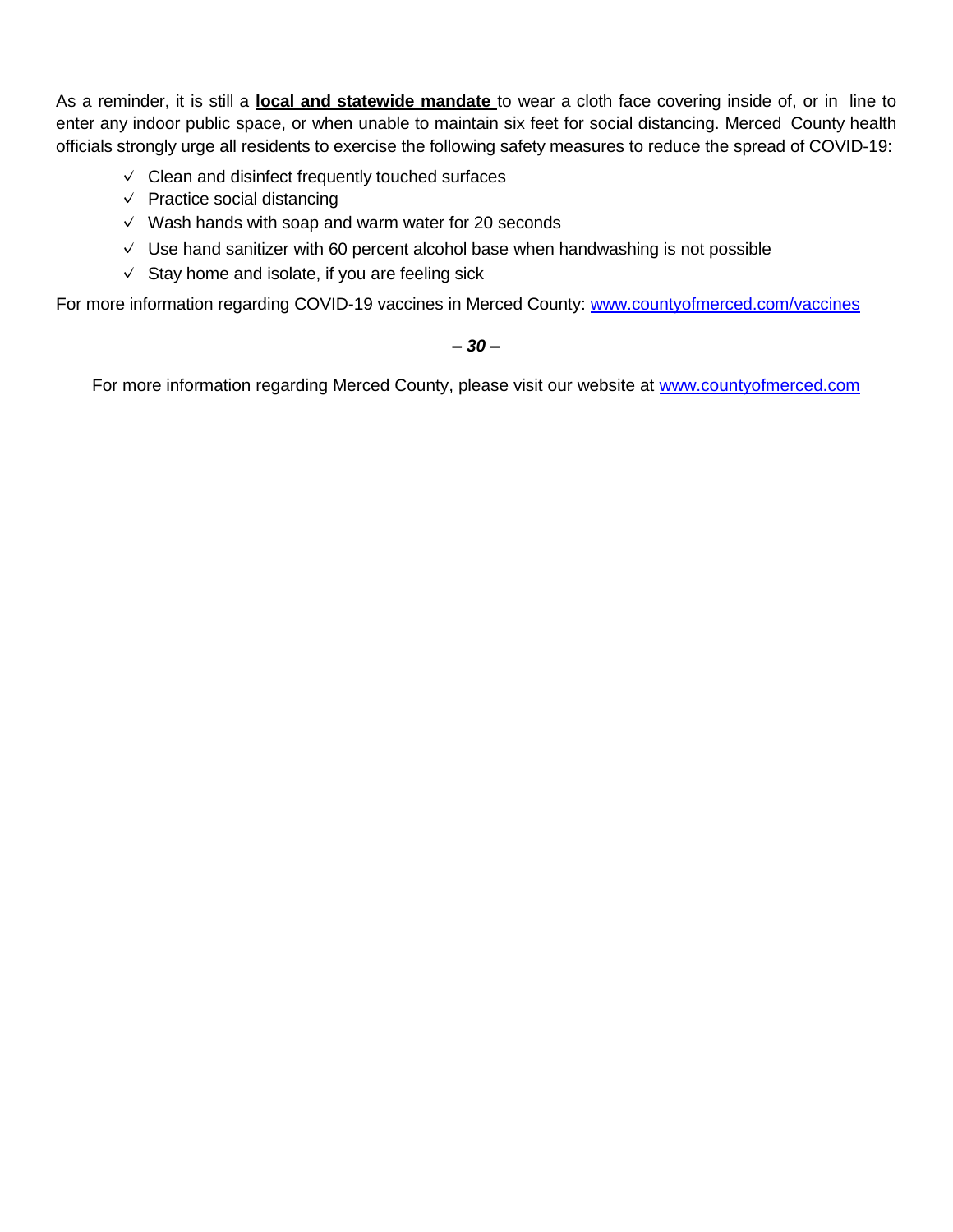As a reminder, it is still a **local and statewide mandate** to wear a cloth face covering inside of, or in line to enter any indoor public space, or when unable to maintain six feet for social distancing. Merced County health officials strongly urge all residents to exercise the following safety measures to reduce the spread of COVID-19:

- ✓ Clean and disinfect frequently touched surfaces
- ✓ Practice social distancing
- ✓ Wash hands with soap and warm water for 20 seconds
- ✓ Use hand sanitizer with 60 percent alcohol base when handwashing is not possible
- ✓ Stay home and isolate, if you are feeling sick

For more information regarding COVID-19 vaccines in Merced County: [www.countyofmerced.com/vaccines](http://www.countyofmerced.com/vaccines)

***– 30 –***

For more information regarding Merced County, please visit our website at [www.countyofmerced.com](http://www.countyofmerced.com)